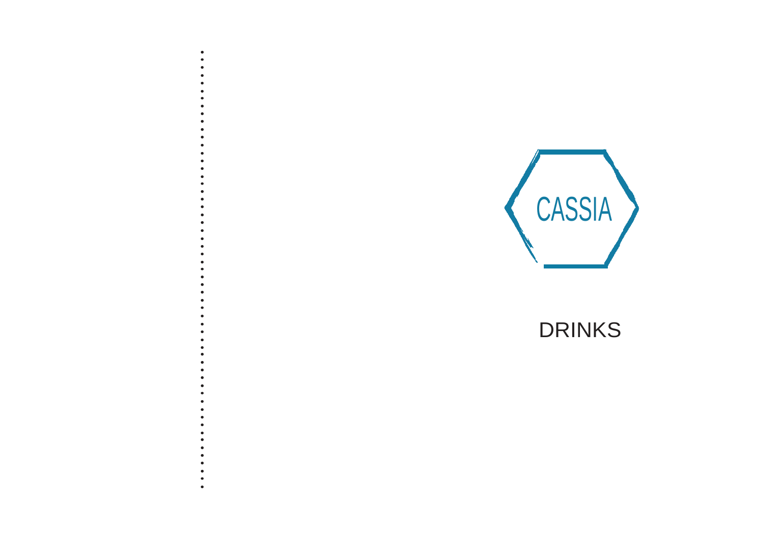# CASSIA

## DRINKS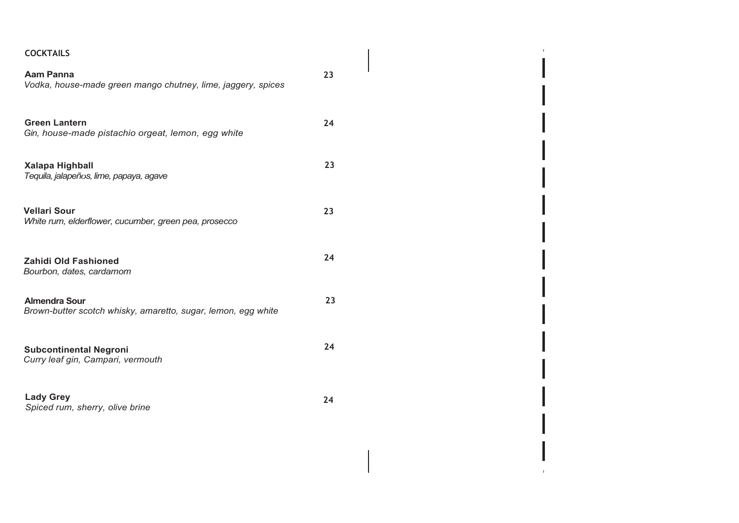## COCKTAILS

**Aam Panna** 23
*Vodka, house-made green mango chutney, lime, jaggery, spices*

**Green Lantern** 24
*Gin, house-made pistachio orgeat, lemon, egg white*

**Xalapa Highball** 23
*Tequila, jalapeños, lime, papaya, agave*

**Vellari Sour** 23
*White rum, elderflower, cucumber, green pea, prosecco*

**Zahidi Old Fashioned** 24
*Bourbon, dates, cardamom*

**Almendra Sour** 23
*Brown-butter scotch whisky, amaretto, sugar, lemon, egg white*

**Subcontinental Negroni** 24
*Curry leaf gin, Campari, vermouth*

**Lady Grey** 24
*Spiced rum, sherry, olive brine*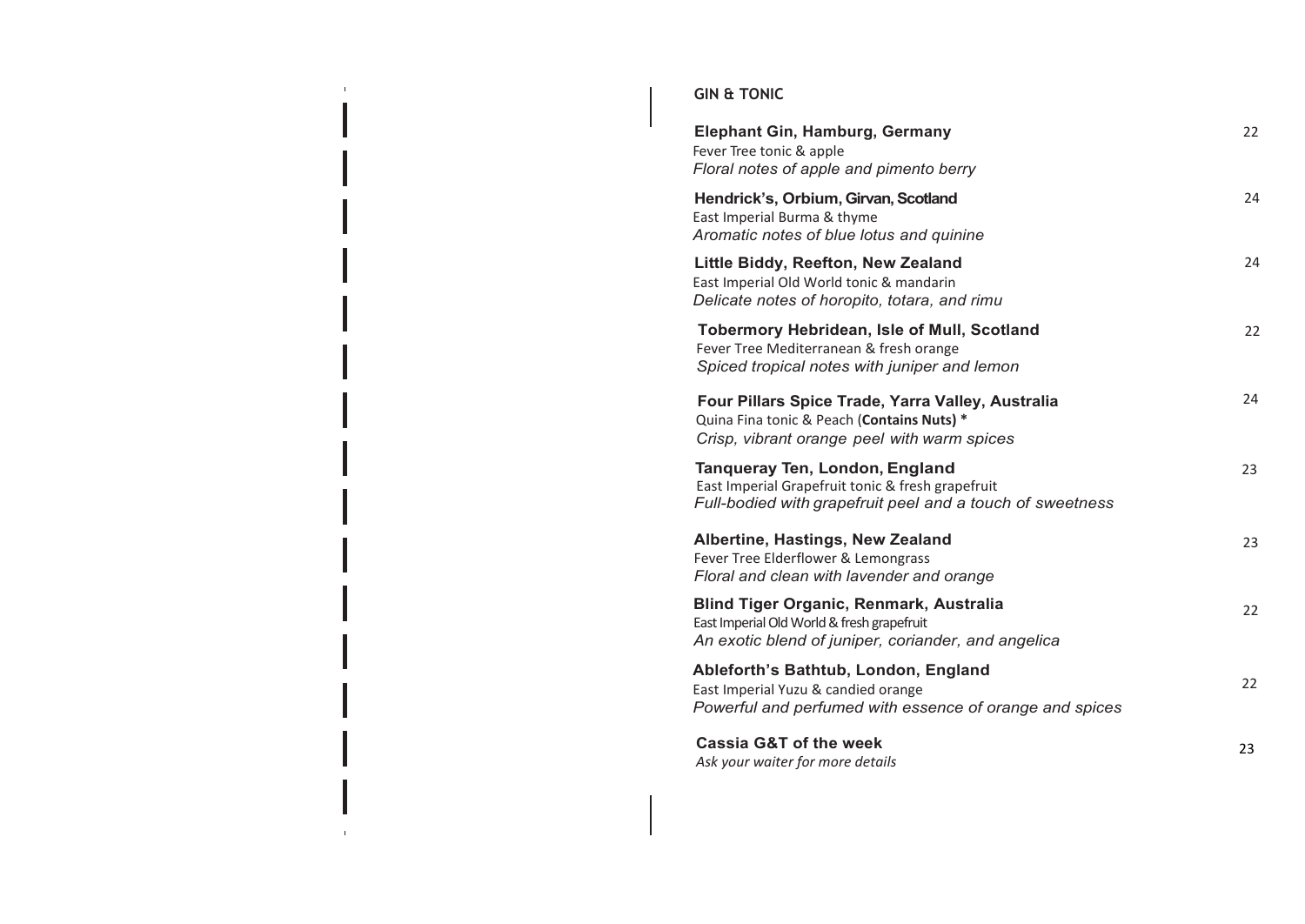## GIN & TONIC

**Elephant Gin, Hamburg, Germany** 22
Fever Tree tonic & apple
*Floral notes of apple and pimento berry*

**Hendrick's, Orbium, Girvan, Scotland** 24
East Imperial Burma & thyme
*Aromatic notes of blue lotus and quinine*

**Little Biddy, Reefton, New Zealand** 24
East Imperial Old World tonic & mandarin
*Delicate notes of horopito, totara, and rimu*

**Tobermory Hebridean, Isle of Mull, Scotland** 22
Fever Tree Mediterranean & fresh orange
*Spiced tropical notes with juniper and lemon*

**Four Pillars Spice Trade, Yarra Valley, Australia** 24
Quina Fina tonic & Peach (**Contains Nuts) ***
*Crisp, vibrant orange peel with warm spices*

**Tanqueray Ten, London, England** 23
East Imperial Grapefruit tonic & fresh grapefruit
*Full-bodied with grapefruit peel and a touch of sweetness*

**Albertine, Hastings, New Zealand** 23
Fever Tree Elderflower & Lemongrass
*Floral and clean with lavender and orange*

**Blind Tiger Organic, Renmark, Australia** 22
East Imperial Old World & fresh grapefruit
*An exotic blend of juniper, coriander, and angelica*

**Ableforth's Bathtub, London, England** 22
East Imperial Yuzu & candied orange
*Powerful and perfumed with essence of orange and spices*

**Cassia G&T of the week** 23
*Ask your waiter for more details*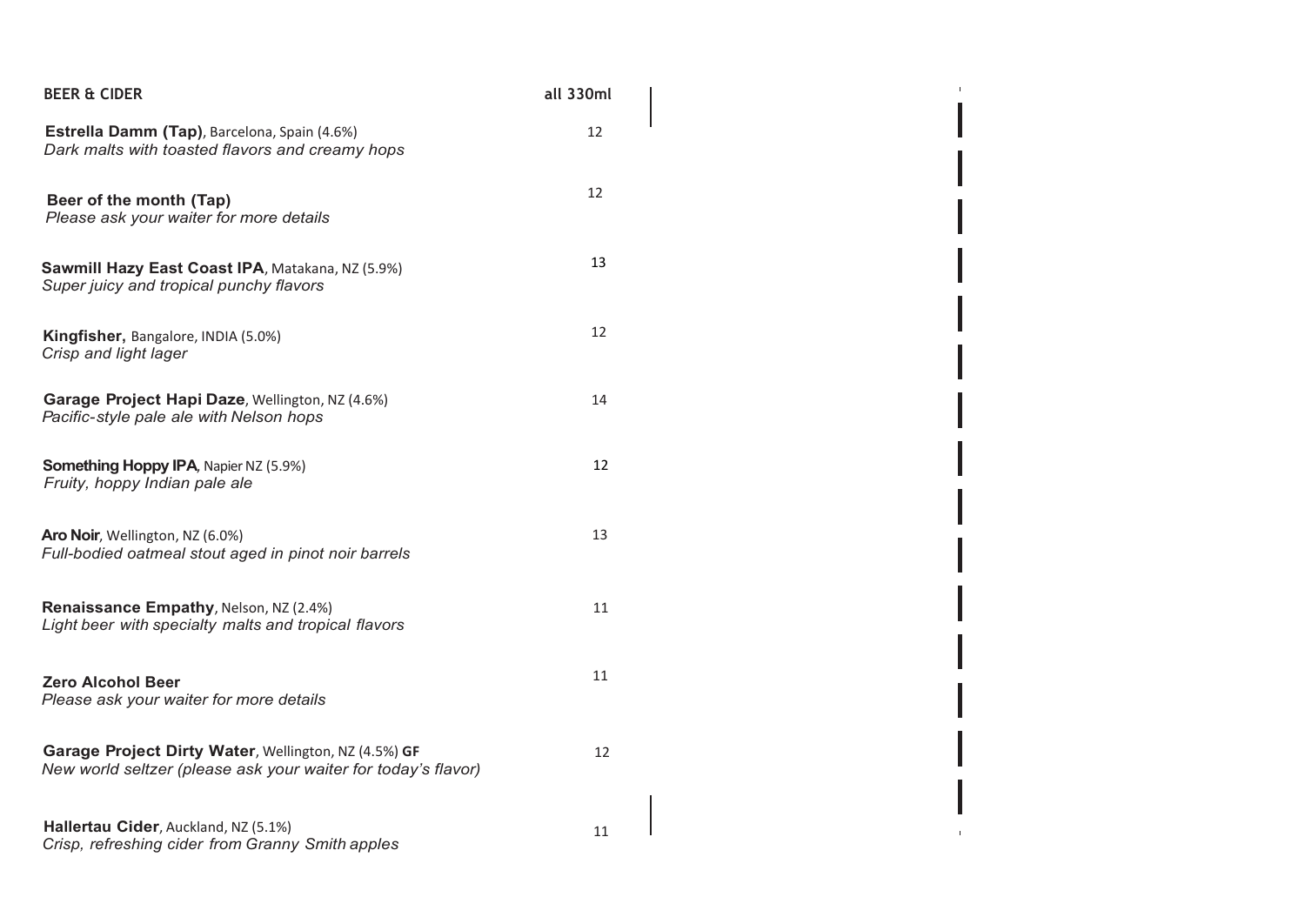## BEER & CIDER

all 330ml

**Estrella Damm (Tap)**, Barcelona, Spain (4.6%) — 12
*Dark malts with toasted flavors and creamy hops*

**Beer of the month (Tap)** — 12
*Please ask your waiter for more details*

**Sawmill Hazy East Coast IPA**, Matakana, NZ (5.9%) — 13
*Super juicy and tropical punchy flavors*

**Kingfisher,** Bangalore, INDIA (5.0%) — 12
*Crisp and light lager*

**Garage Project Hapi Daze**, Wellington, NZ (4.6%) — 14
*Pacific-style pale ale with Nelson hops*

**Something Hoppy IPA**, Napier NZ (5.9%) — 12
*Fruity, hoppy Indian pale ale*

**Aro Noir**, Wellington, NZ (6.0%) — 13
*Full-bodied oatmeal stout aged in pinot noir barrels*

**Renaissance Empathy**, Nelson, NZ (2.4%) — 11
*Light beer with specialty malts and tropical flavors*

**Zero Alcohol Beer** — 11
*Please ask your waiter for more details*

**Garage Project Dirty Water**, Wellington, NZ (4.5%) **GF** — 12
*New world seltzer (please ask your waiter for today's flavor)*

**Hallertau Cider**, Auckland, NZ (5.1%) — 11
*Crisp, refreshing cider from Granny Smith apples*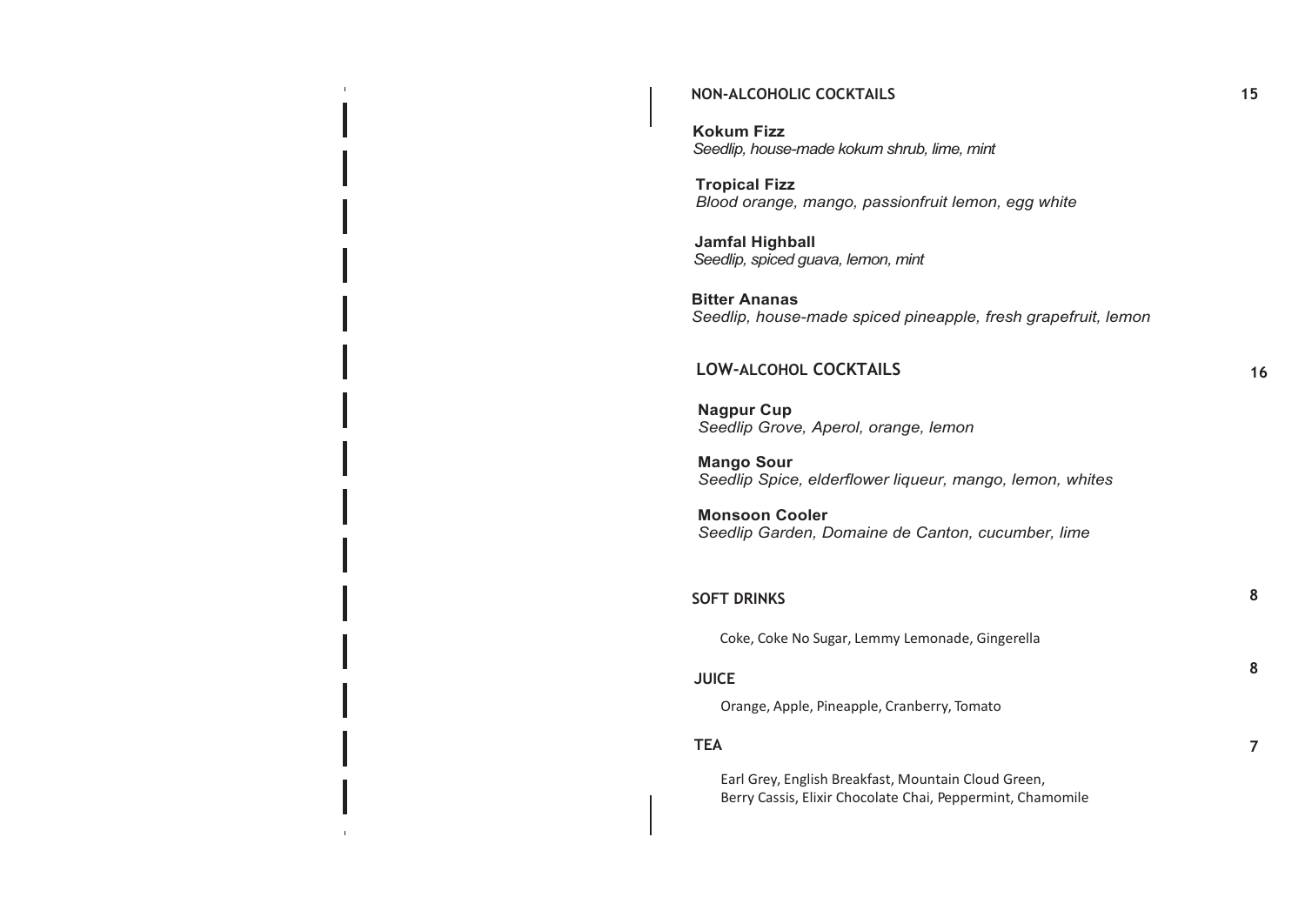## NON-ALCOHOLIC COCKTAILS 15

**Kokum Fizz**
*Seedlip, house-made kokum shrub, lime, mint*

**Tropical Fizz**
*Blood orange, mango, passionfruit lemon, egg white*

**Jamfal Highball**
*Seedlip, spiced guava, lemon, mint*

**Bitter Ananas**
*Seedlip, house-made spiced pineapple, fresh grapefruit, lemon*

## LOW-ALCOHOL COCKTAILS 16

**Nagpur Cup**
*Seedlip Grove, Aperol, orange, lemon*

**Mango Sour**
*Seedlip Spice, elderflower liqueur, mango, lemon, whites*

**Monsoon Cooler**
*Seedlip Garden, Domaine de Canton, cucumber, lime*

## SOFT DRINKS 8

Coke, Coke No Sugar, Lemmy Lemonade, Gingerella

## JUICE 8

Orange, Apple, Pineapple, Cranberry, Tomato

## TEA 7

Earl Grey, English Breakfast, Mountain Cloud Green,
Berry Cassis, Elixir Chocolate Chai, Peppermint, Chamomile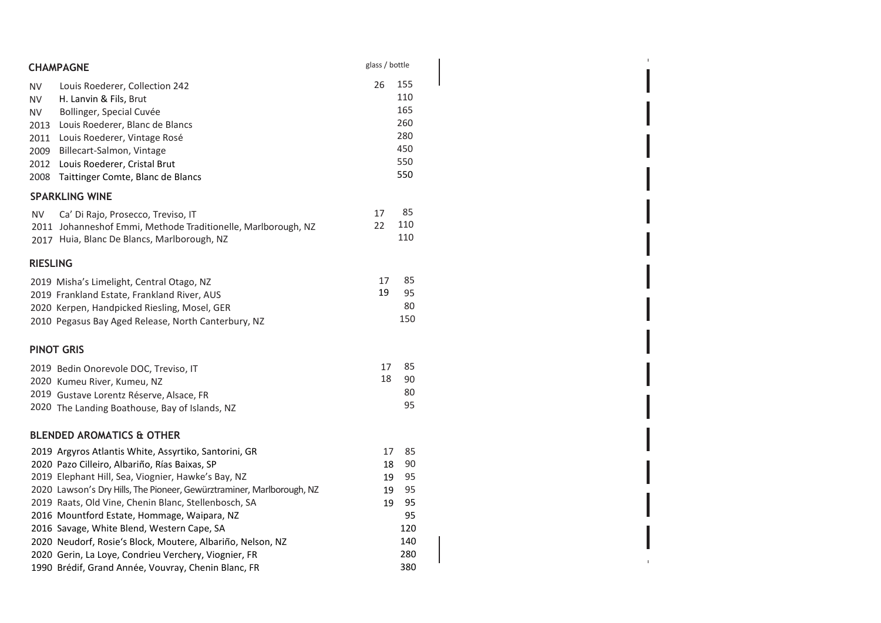## CHAMPAGNE

| Vintage | Wine | Glass | Bottle |
|---|---|---|---|
| NV | Louis Roederer, Collection 242 | 26 | 155 |
| NV | H. Lanvin & Fils, Brut | | 110 |
| NV | Bollinger, Special Cuvée | | 165 |
| 2013 | Louis Roederer, Blanc de Blancs | | 260 |
| 2011 | Louis Roederer, Vintage Rosé | | 280 |
| 2009 | Billecart-Salmon, Vintage | | 450 |
| 2012 | Louis Roederer, Cristal Brut | | 550 |
| 2008 | Taittinger Comte, Blanc de Blancs | | 550 |

## SPARKLING WINE

| Vintage | Wine | Glass | Bottle |
|---|---|---|---|
| NV | Ca' Di Rajo, Prosecco, Treviso, IT | 17 | 85 |
| 2011 | Johanneshof Emmi, Methode Traditionelle, Marlborough, NZ | 22 | 110 |
| 2017 | Huia, Blanc De Blancs, Marlborough, NZ | | 110 |

## RIESLING

| Vintage | Wine | Glass | Bottle |
|---|---|---|---|
| 2019 | Misha's Limelight, Central Otago, NZ | 17 | 85 |
| 2019 | Frankland Estate, Frankland River, AUS | 19 | 95 |
| 2020 | Kerpen, Handpicked Riesling, Mosel, GER | | 80 |
| 2010 | Pegasus Bay Aged Release, North Canterbury, NZ | | 150 |

## PINOT GRIS

| Vintage | Wine | Glass | Bottle |
|---|---|---|---|
| 2019 | Bedin Onorevole DOC, Treviso, IT | 17 | 85 |
| 2020 | Kumeu River, Kumeu, NZ | 18 | 90 |
| 2019 | Gustave Lorentz Réserve, Alsace, FR | | 80 |
| 2020 | The Landing Boathouse, Bay of Islands, NZ | | 95 |

## BLENDED AROMATICS & OTHER

| Vintage | Wine | Glass | Bottle |
|---|---|---|---|
| 2019 | Argyros Atlantis White, Assyrtiko, Santorini, GR | 17 | 85 |
| 2020 | Pazo Cilleiro, Albariño, Rías Baixas, SP | 18 | 90 |
| 2019 | Elephant Hill, Sea, Viognier, Hawke's Bay, NZ | 19 | 95 |
| 2020 | Lawson's Dry Hills, The Pioneer, Gewürztraminer, Marlborough, NZ | 19 | 95 |
| 2019 | Raats, Old Vine, Chenin Blanc, Stellenbosch, SA | 19 | 95 |
| 2016 | Mountford Estate, Hommage, Waipara, NZ | | 95 |
| 2016 | Savage, White Blend, Western Cape, SA | | 120 |
| 2020 | Neudorf, Rosie's Block, Moutere, Albariño, Nelson, NZ | | 140 |
| 2020 | Gerin, La Loye, Condrieu Verchery, Viognier, FR | | 280 |
| 1990 | Brédif, Grand Année, Vouvray, Chenin Blanc, FR | | 380 |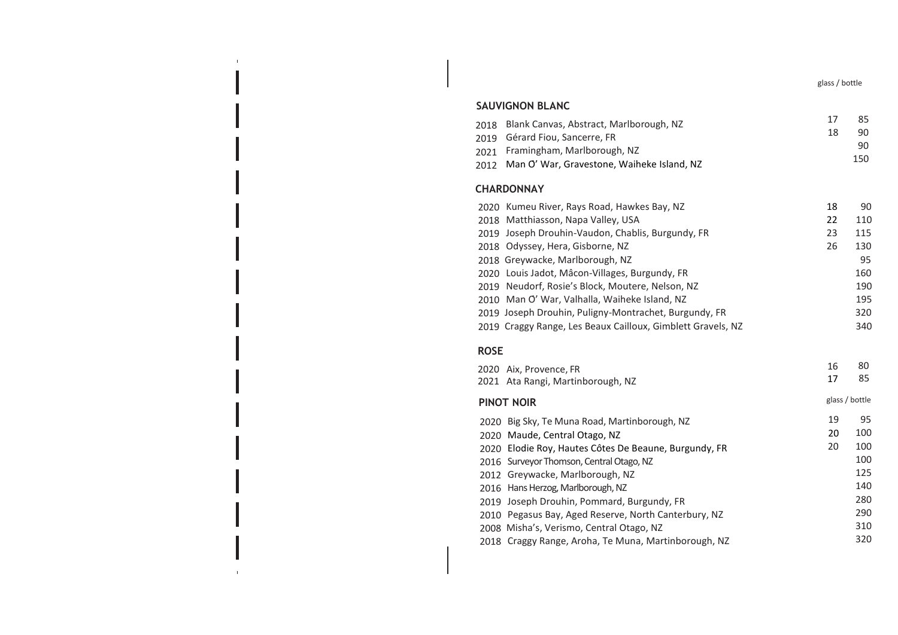| | glass | bottle |
|---|---|---|
| **SAUVIGNON BLANC** | | |
| 2018 Blank Canvas, Abstract, Marlborough, NZ | 17 | 85 |
| 2019 Gérard Fiou, Sancerre, FR | 18 | 90 |
| 2021 Framingham, Marlborough, NZ | | 90 |
| 2012 Man O' War, Gravestone, Waiheke Island, NZ | | 150 |
| **CHARDONNAY** | | |
| 2020 Kumeu River, Rays Road, Hawkes Bay, NZ | 18 | 90 |
| 2018 Matthiasson, Napa Valley, USA | 22 | 110 |
| 2019 Joseph Drouhin-Vaudon, Chablis, Burgundy, FR | 23 | 115 |
| 2018 Odyssey, Hera, Gisborne, NZ | 26 | 130 |
| 2018 Greywacke, Marlborough, NZ | | 95 |
| 2020 Louis Jadot, Mâcon-Villages, Burgundy, FR | | 160 |
| 2019 Neudorf, Rosie's Block, Moutere, Nelson, NZ | | 190 |
| 2010 Man O' War, Valhalla, Waiheke Island, NZ | | 195 |
| 2019 Joseph Drouhin, Puligny-Montrachet, Burgundy, FR | | 320 |
| 2019 Craggy Range, Les Beaux Cailloux, Gimblett Gravels, NZ | | 340 |
| **ROSE** | | |
| 2020 Aix, Provence, FR | 16 | 80 |
| 2021 Ata Rangi, Martinborough, NZ | 17 | 85 |

| **PINOT NOIR** | glass | bottle |
|---|---|---|
| 2020 Big Sky, Te Muna Road, Martinborough, NZ | 19 | 95 |
| 2020 Maude, Central Otago, NZ | 20 | 100 |
| 2020 Elodie Roy, Hautes Côtes De Beaune, Burgundy, FR | 20 | 100 |
| 2016 Surveyor Thomson, Central Otago, NZ | | 100 |
| 2012 Greywacke, Marlborough, NZ | | 125 |
| 2016 Hans Herzog, Marlborough, NZ | | 140 |
| 2019 Joseph Drouhin, Pommard, Burgundy, FR | | 280 |
| 2010 Pegasus Bay, Aged Reserve, North Canterbury, NZ | | 290 |
| 2008 Misha's, Verismo, Central Otago, NZ | | 310 |
| 2018 Craggy Range, Aroha, Te Muna, Martinborough, NZ | | 320 |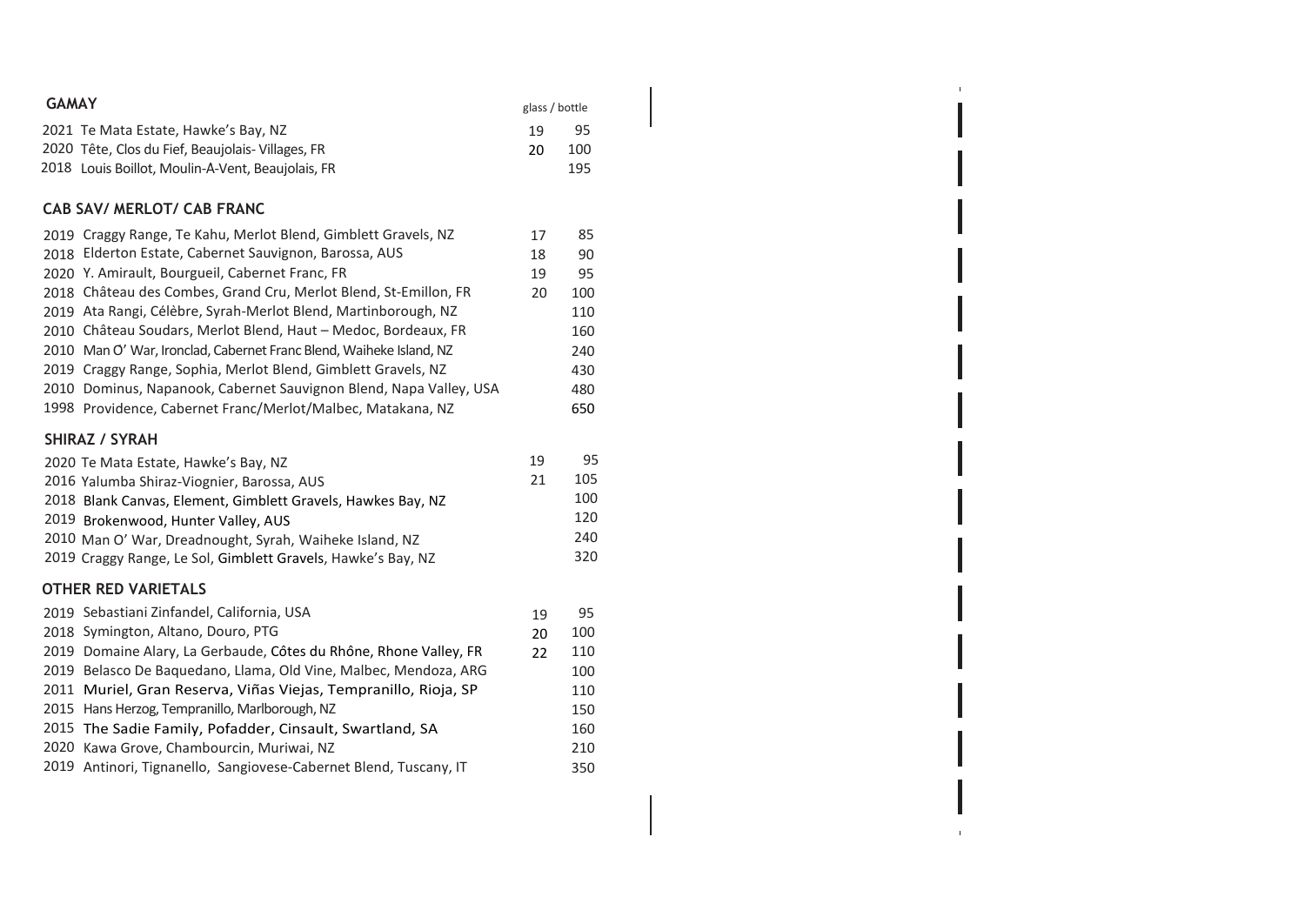## GAMAY

| | glass | bottle |
|---|---|---|
| 2021 Te Mata Estate, Hawke's Bay, NZ | 19 | 95 |
| 2020 Tête, Clos du Fief, Beaujolais- Villages, FR | 20 | 100 |
| 2018 Louis Boillot, Moulin-À-Vent, Beaujolais, FR | | 195 |

## CAB SAV/ MERLOT/ CAB FRANC

| | glass | bottle |
|---|---|---|
| 2019 Craggy Range, Te Kahu, Merlot Blend, Gimblett Gravels, NZ | 17 | 85 |
| 2018 Elderton Estate, Cabernet Sauvignon, Barossa, AUS | 18 | 90 |
| 2020 Y. Amirault, Bourgueil, Cabernet Franc, FR | 19 | 95 |
| 2018 Château des Combes, Grand Cru, Merlot Blend, St-Emillon, FR | 20 | 100 |
| 2019 Ata Rangi, Célèbre, Syrah-Merlot Blend, Martinborough, NZ | | 110 |
| 2010 Château Soudars, Merlot Blend, Haut – Medoc, Bordeaux, FR | | 160 |
| 2010 Man O' War, Ironclad, Cabernet Franc Blend, Waiheke Island, NZ | | 240 |
| 2019 Craggy Range, Sophia, Merlot Blend, Gimblett Gravels, NZ | | 430 |
| 2010 Dominus, Napanook, Cabernet Sauvignon Blend, Napa Valley, USA | | 480 |
| 1998 Providence, Cabernet Franc/Merlot/Malbec, Matakana, NZ | | 650 |

## SHIRAZ / SYRAH

| | glass | bottle |
|---|---|---|
| 2020 Te Mata Estate, Hawke's Bay, NZ | 19 | 95 |
| 2016 Yalumba Shiraz-Viognier, Barossa, AUS | 21 | 105 |
| 2018 Blank Canvas, Element, Gimblett Gravels, Hawkes Bay, NZ | | 100 |
| 2019 Brokenwood, Hunter Valley, AUS | | 120 |
| 2010 Man O' War, Dreadnought, Syrah, Waiheke Island, NZ | | 240 |
| 2019 Craggy Range, Le Sol, Gimblett Gravels, Hawke's Bay, NZ | | 320 |

## OTHER RED VARIETALS

| | glass | bottle |
|---|---|---|
| 2019 Sebastiani Zinfandel, California, USA | 19 | 95 |
| 2018 Symington, Altano, Douro, PTG | 20 | 100 |
| 2019 Domaine Alary, La Gerbaude, Côtes du Rhône, Rhone Valley, FR | 22 | 110 |
| 2019 Belasco De Baquedano, Llama, Old Vine, Malbec, Mendoza, ARG | | 100 |
| 2011 Muriel, Gran Reserva, Viñas Viejas, Tempranillo, Rioja, SP | | 110 |
| 2015 Hans Herzog, Tempranillo, Marlborough, NZ | | 150 |
| 2015 The Sadie Family, Pofadder, Cinsault, Swartland, SA | | 160 |
| 2020 Kawa Grove, Chambourcin, Muriwai, NZ | | 210 |
| 2019 Antinori, Tignanello, Sangiovese-Cabernet Blend, Tuscany, IT | | 350 |